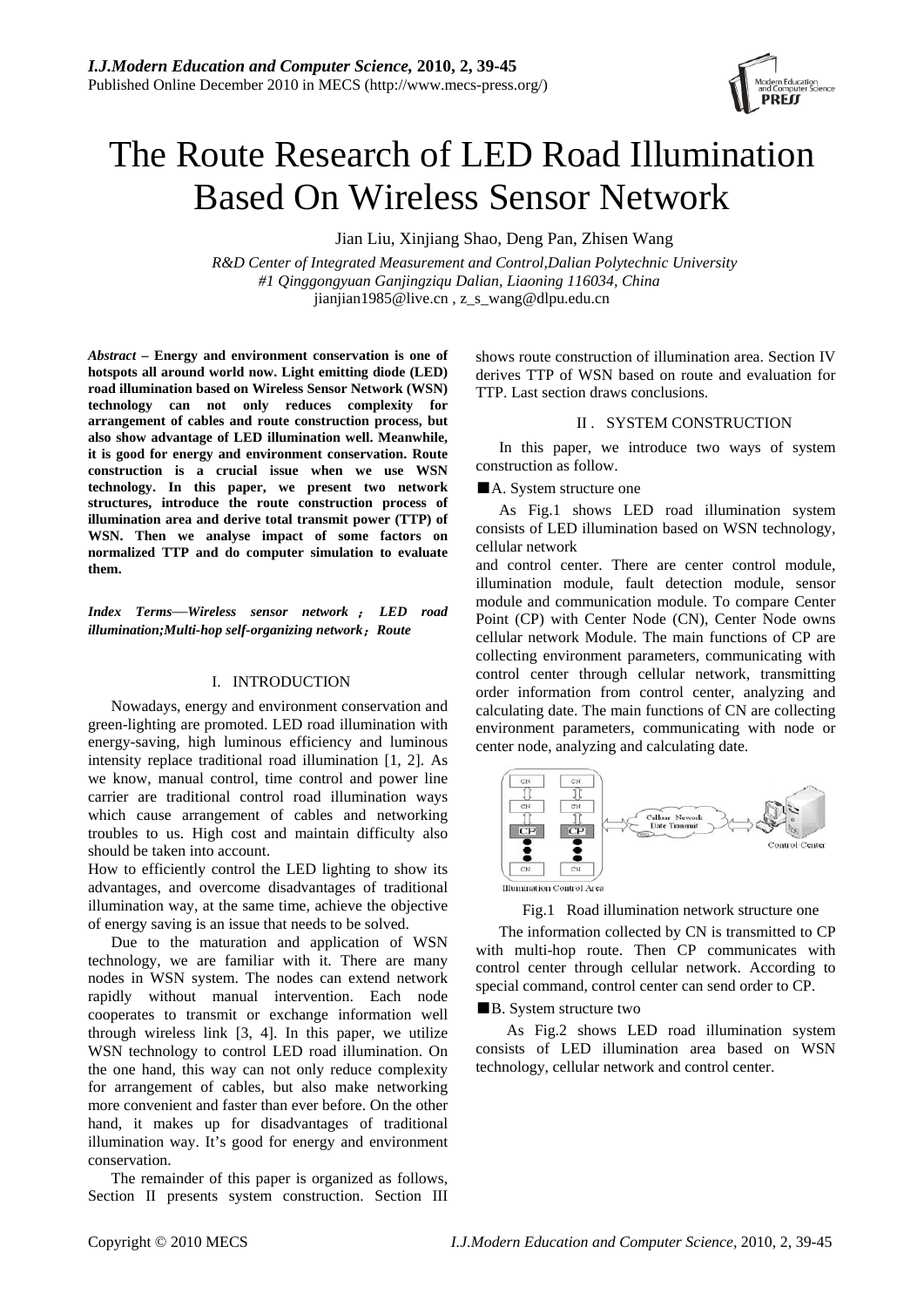# The Route Research of LED Road Illumination Based On Wireless Sensor Network

Jian Liu, Xinjiang Shao, Deng Pan, Zhisen Wang

*R&D Center of Integrated Measurement and Control,Dalian Polytechnic University*
*#1 Qinggongyuan Ganjingziqu Dalian, Liaoning 116034, China*
jianjian1985@live.cn , z_s_wang@dlpu.edu.cn

***Abstract*** **– Energy and environment conservation is one of hotspots all around world now. Light emitting diode (LED) road illumination based on Wireless Sensor Network (WSN) technology can not only reduces complexity for arrangement of cables and route construction process, but also show advantage of LED illumination well. Meanwhile, it is good for energy and environment conservation. Route construction is a crucial issue when we use WSN technology. In this paper, we present two network structures, introduce the route construction process of illumination area and derive total transmit power (TTP) of WSN. Then we analyse impact of some factors on normalized TTP and do computer simulation to evaluate them.**

***Index Terms*****—*Wireless sensor network；LED road illumination;Multi-hop self-organizing network；Route***

## I. INTRODUCTION

Nowadays, energy and environment conservation and green-lighting are promoted. LED road illumination with energy-saving, high luminous efficiency and luminous intensity replace traditional road illumination [1, 2]. As we know, manual control, time control and power line carrier are traditional control road illumination ways which cause arrangement of cables and networking troubles to us. High cost and maintain difficulty also should be taken into account.

How to efficiently control the LED lighting to show its advantages, and overcome disadvantages of traditional illumination way, at the same time, achieve the objective of energy saving is an issue that needs to be solved.

Due to the maturation and application of WSN technology, we are familiar with it. There are many nodes in WSN system. The nodes can extend network rapidly without manual intervention. Each node cooperates to transmit or exchange information well through wireless link [3, 4]. In this paper, we utilize WSN technology to control LED road illumination. On the one hand, this way can not only reduce complexity for arrangement of cables, but also make networking more convenient and faster than ever before. On the other hand, it makes up for disadvantages of traditional illumination way. It's good for energy and environment conservation.

The remainder of this paper is organized as follows, Section II presents system construction. Section III shows route construction of illumination area. Section IV derives TTP of WSN based on route and evaluation for TTP. Last section draws conclusions.

## II . SYSTEM CONSTRUCTION

In this paper, we introduce two ways of system construction as follow.

### ■A. System structure one

As Fig.1 shows LED road illumination system consists of LED illumination based on WSN technology, cellular network

and control center. There are center control module, illumination module, fault detection module, sensor module and communication module. To compare Center Point (CP) with Center Node (CN), Center Node owns cellular network Module. The main functions of CP are collecting environment parameters, communicating with control center through cellular network, transmitting order information from control center, analyzing and calculating date. The main functions of CN are collecting environment parameters, communicating with node or center node, analyzing and calculating date.

Fig.1 Road illumination network structure one

The information collected by CN is transmitted to CP with multi-hop route. Then CP communicates with control center through cellular network. According to special command, control center can send order to CP.

### ■B. System structure two

As Fig.2 shows LED road illumination system consists of LED illumination area based on WSN technology, cellular network and control center.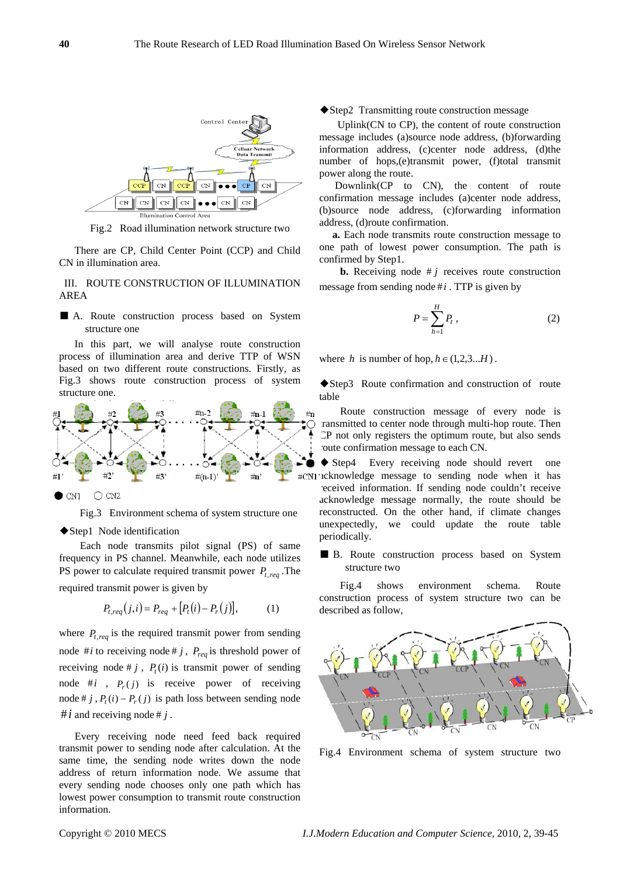Fig.2 Road illumination network structure two

There are CP, Child Center Point (CCP) and Child CN in illumination area.

## III. ROUTE CONSTRUCTION OF ILLUMINATION AREA

### A. Route construction process based on System structure one

In this part, we will analyse route construction process of illumination area and derive TTP of WSN based on two different route constructions. Firstly, as Fig.3 shows route construction process of system structure one.

Fig.3 Environment schema of system structure one

◆Step1 Node identification

Each node transmits pilot signal (PS) of same frequency in PS channel. Meanwhile, each node utilizes PS power to calculate required transmit power $P_{t,req}$. The required transmit power is given by

$$P_{t,req}(j,i) = P_{req} + [P_t(i) - P_r(j)], \qquad (1)$$

where $P_{t,req}$ is the required transmit power from sending node $\#i$ to receiving node $\#j$, $P_{req}$ is threshold power of receiving node $\#j$, $P_t(i)$ is transmit power of sending node $\#i$, $P_r(j)$ is receive power of receiving node $\#j$, $P_t(i) - P_r(j)$ is path loss between sending node $\#i$ and receiving node $\#j$.

Every receiving node need feed back required transmit power to sending node after calculation. At the same time, the sending node writes down the node address of return information node. We assume that every sending node chooses only one path which has lowest power consumption to transmit route construction information.

◆Step2 Transmitting route construction message

Uplink(CN to CP), the content of route construction message includes (a)source node address, (b)forwarding information address, (c)center node address, (d)the number of hops,(e)transmit power, (f)total transmit power along the route.

Downlink(CP to CN), the content of route confirmation message includes (a)center node address, (b)source node address, (c)forwarding information address, (d)route confirmation.

**a.** Each node transmits route construction message to one path of lowest power consumption. The path is confirmed by Step1.

**b.** Receiving node $\#j$ receives route construction message from sending node $\#i$. TTP is given by

$$P = \sum_{h=1}^{H} P_t, \qquad (2)$$

where $h$ is number of hop, $h \in (1,2,3...H)$.

◆Step3 Route confirmation and construction of route table

Route construction message of every node is transmitted to center node through multi-hop route. Then CP not only registers the optimum route, but also sends route confirmation message to each CN.

◆ Step4 Every receiving node should revert one acknowledge message to sending node when it has received information. If sending node couldn't receive acknowledge message normally, the route should be reconstructed. On the other hand, if climate changes unexpectedly, we could update the route table periodically.

### B. Route construction process based on System structure two

Fig.4 shows environment schema. Route construction process of system structure two can be described as follow,

Fig.4 Environment schema of system structure two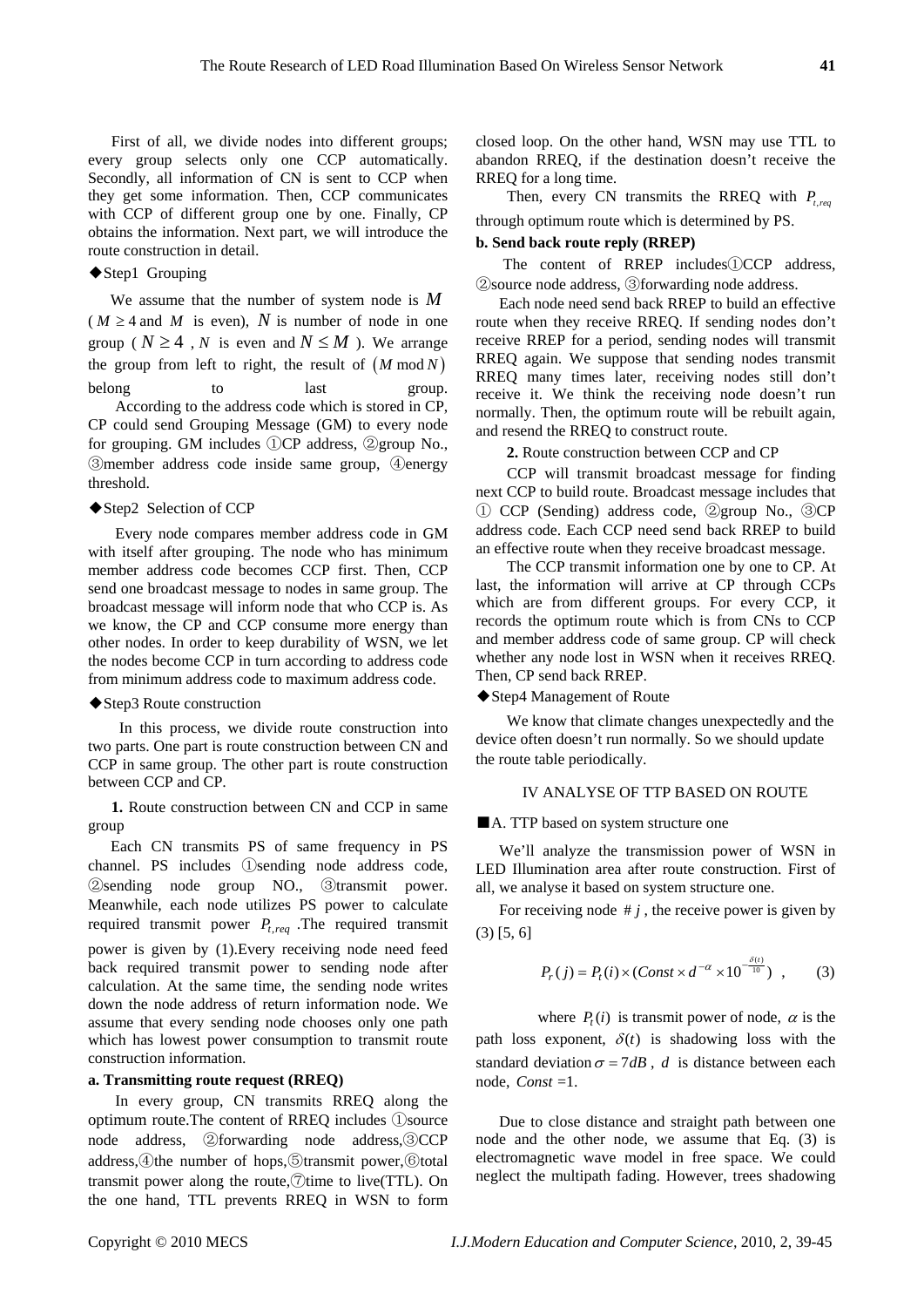First of all, we divide nodes into different groups; every group selects only one CCP automatically. Secondly, all information of CN is sent to CCP when they get some information. Then, CCP communicates with CCP of different group one by one. Finally, CP obtains the information. Next part, we will introduce the route construction in detail.

◆Step1 Grouping

We assume that the number of system node is $M$ ($M \geq 4$ and $M$ is even), $N$ is number of node in one group ($N \geq 4$, $N$ is even and $N \leq M$). We arrange the group from left to right, the result of $(M \bmod N)$ belong to last group.

According to the address code which is stored in CP, CP could send Grouping Message (GM) to every node for grouping. GM includes ①CP address, ②group No., ③member address code inside same group, ④energy threshold.

◆Step2 Selection of CCP

Every node compares member address code in GM with itself after grouping. The node who has minimum member address code becomes CCP first. Then, CCP send one broadcast message to nodes in same group. The broadcast message will inform node that who CCP is. As we know, the CP and CCP consume more energy than other nodes. In order to keep durability of WSN, we let the nodes become CCP in turn according to address code from minimum address code to maximum address code.

◆Step3 Route construction

In this process, we divide route construction into two parts. One part is route construction between CN and CCP in same group. The other part is route construction between CCP and CP.

**1.** Route construction between CN and CCP in same group

Each CN transmits PS of same frequency in PS channel. PS includes ①sending node address code, ②sending node group NO., ③transmit power. Meanwhile, each node utilizes PS power to calculate required transmit power $P_{t,req}$. The required transmit power is given by (1).Every receiving node need feed back required transmit power to sending node after calculation. At the same time, the sending node writes down the node address of return information node. We assume that every sending node chooses only one path which has lowest power consumption to transmit route construction information.

**a. Transmitting route request (RREQ)**

In every group, CN transmits RREQ along the optimum route.The content of RREQ includes ①source node address, ②forwarding node address,③CCP address,④the number of hops,⑤transmit power,⑥total transmit power along the route,⑦time to live(TTL). On the one hand, TTL prevents RREQ in WSN to form closed loop. On the other hand, WSN may use TTL to abandon RREQ, if the destination doesn't receive the RREQ for a long time.

Then, every CN transmits the RREQ with $P_{t,req}$ through optimum route which is determined by PS.

**b. Send back route reply (RREP)**

The content of RREP includes①CCP address, ②source node address, ③forwarding node address.

Each node need send back RREP to build an effective route when they receive RREQ. If sending nodes don't receive RREP for a period, sending nodes will transmit RREQ again. We suppose that sending nodes transmit RREQ many times later, receiving nodes still don't receive it. We think the receiving node doesn't run normally. Then, the optimum route will be rebuilt again, and resend the RREQ to construct route.

**2.** Route construction between CCP and CP

CCP will transmit broadcast message for finding next CCP to build route. Broadcast message includes that ① CCP (Sending) address code, ②group No., ③CP address code. Each CCP need send back RREP to build an effective route when they receive broadcast message.

The CCP transmit information one by one to CP. At last, the information will arrive at CP through CCPs which are from different groups. For every CCP, it records the optimum route which is from CNs to CCP and member address code of same group. CP will check whether any node lost in WSN when it receives RREQ. Then, CP send back RREP.

◆Step4 Management of Route

We know that climate changes unexpectedly and the device often doesn't run normally. So we should update the route table periodically.

## IV ANALYSE OF TTP BASED ON ROUTE

■A. TTP based on system structure one

We'll analyze the transmission power of WSN in LED Illumination area after route construction. First of all, we analyse it based on system structure one.

For receiving node $\# j$, the receive power is given by (3) [5, 6]

$$P_r(j) = P_t(i) \times (Const \times d^{-\alpha} \times 10^{-\frac{\delta(t)}{10}}) \quad , \qquad (3)$$

where $P_t(i)$ is transmit power of node, $\alpha$ is the path loss exponent, $\delta(t)$ is shadowing loss with the standard deviation $\sigma = 7dB$, $d$ is distance between each node, $Const$ =1.

Due to close distance and straight path between one node and the other node, we assume that Eq. (3) is electromagnetic wave model in free space. We could neglect the multipath fading. However, trees shadowing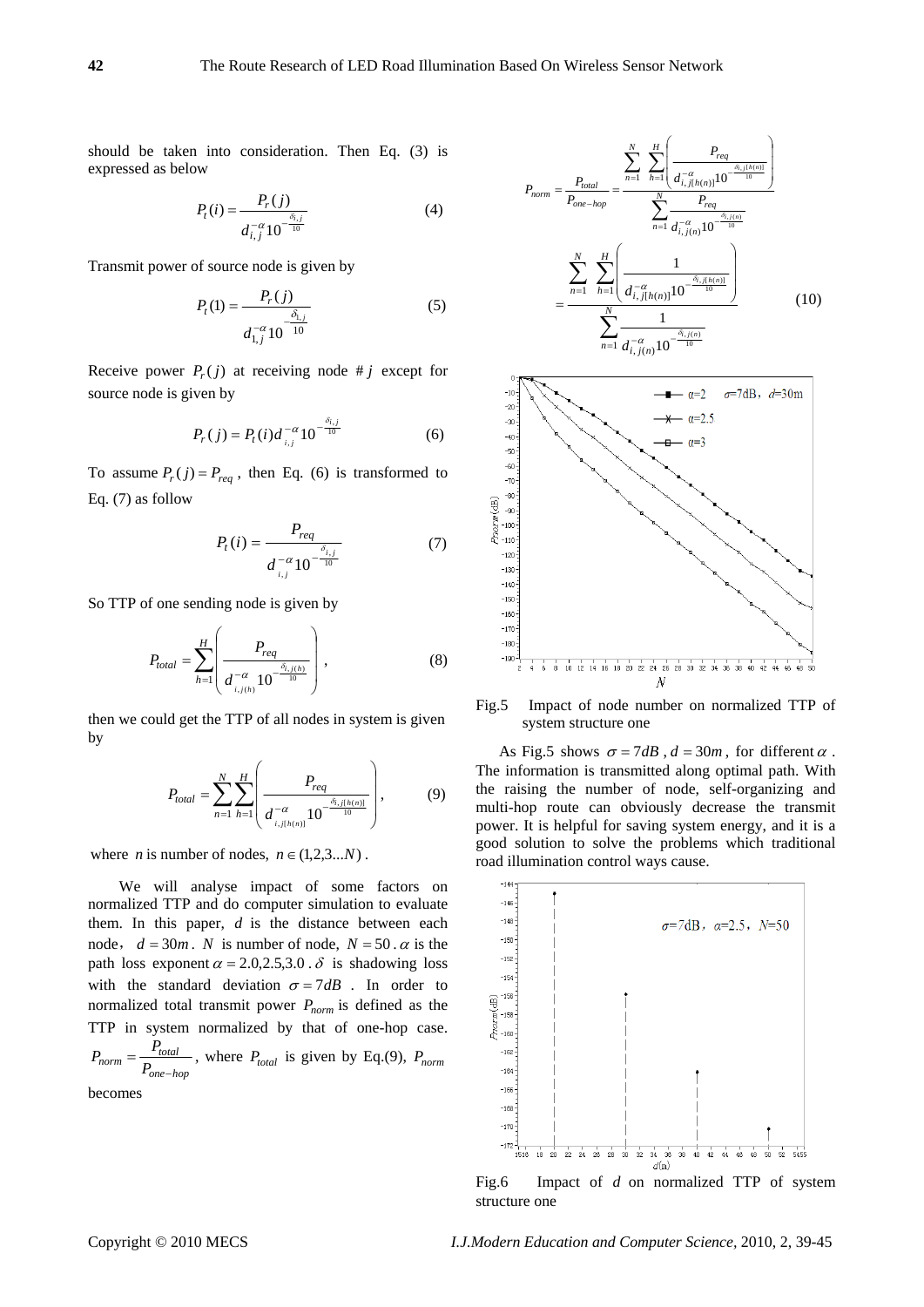should be taken into consideration. Then Eq. (3) is expressed as below

$$P_t(i) = \frac{P_r(j)}{d_{i,j}^{-\alpha} 10^{-\frac{\delta_{i,j}}{10}}} \tag{4}$$

Transmit power of source node is given by

$$P_t(1) = \frac{P_r(j)}{d_{1,j}^{-\alpha} 10^{-\frac{\delta_{1,j}}{10}}} \tag{5}$$

Receive power $P_r(j)$ at receiving node $\# j$ except for source node is given by

$$P_r(j) = P_t(i) d_{i,j}^{-\alpha} 10^{-\frac{\delta_{i,j}}{10}} \tag{6}$$

To assume $P_r(j) = P_{req}$, then Eq. (6) is transformed to Eq. (7) as follow

$$P_t(i) = \frac{P_{req}}{d_{i,j}^{-\alpha} 10^{-\frac{\delta_{i,j}}{10}}} \tag{7}$$

So TTP of one sending node is given by

$$P_{total} = \sum_{h=1}^{H} \left( \frac{P_{req}}{d_{i,j(h)}^{-\alpha} 10^{-\frac{\delta_{i,j(h)}}{10}}} \right), \tag{8}$$

then we could get the TTP of all nodes in system is given by

$$P_{total} = \sum_{n=1}^{N} \sum_{h=1}^{H} \left( \frac{P_{req}}{d_{i,j[h(n)]}^{-\alpha} 10^{-\frac{\delta_{i,j[h(n)]}}{10}}} \right), \tag{9}$$

where $n$ is number of nodes, $n \in (1,2,3...N)$.

We will analyse impact of some factors on normalized TTP and do computer simulation to evaluate them. In this paper, $d$ is the distance between each node, $d = 30m$. $N$ is number of node, $N = 50$. $\alpha$ is the path loss exponent $\alpha = 2.0, 2.5, 3.0$. $\delta$ is shadowing loss with the standard deviation $\sigma = 7dB$. In order to normalized total transmit power $P_{norm}$ is defined as the TTP in system normalized by that of one-hop case. $P_{norm} = \frac{P_{total}}{P_{one-hop}}$, where $P_{total}$ is given by Eq.(9), $P_{norm}$ becomes

$$P_{norm} = \frac{P_{total}}{P_{one-hop}} = \frac{\sum_{n=1}^{N} \sum_{h=1}^{H} \left( \frac{P_{req}}{d_{i,j[h(n)]}^{-\alpha} 10^{-\frac{\delta_{i,j[h(n)]}}{10}}} \right)}{\sum_{n=1}^{N} \frac{P_{req}}{d_{i,j(n)}^{-\alpha} 10^{-\frac{\delta_{i,j(n)}}{10}}}}$$

$$= \frac{\sum_{n=1}^{N} \sum_{h=1}^{H} \left( \frac{1}{d_{i,j[h(n)]}^{-\alpha} 10^{-\frac{\delta_{i,j[h(n)]}}{10}}} \right)}{\sum_{n=1}^{N} \frac{1}{d_{i,j(n)}^{-\alpha} 10^{-\frac{\delta_{i,j(n)}}{10}}}} \tag{10}$$

Fig.5 Impact of node number on normalized TTP of system structure one

As Fig.5 shows $\sigma = 7dB$, $d = 30m$, for different $\alpha$. The information is transmitted along optimal path. With the raising the number of node, self-organizing and multi-hop route can obviously decrease the transmit power. It is helpful for saving system energy, and it is a good solution to solve the problems which traditional road illumination control ways cause.

Fig.6 Impact of $d$ on normalized TTP of system structure one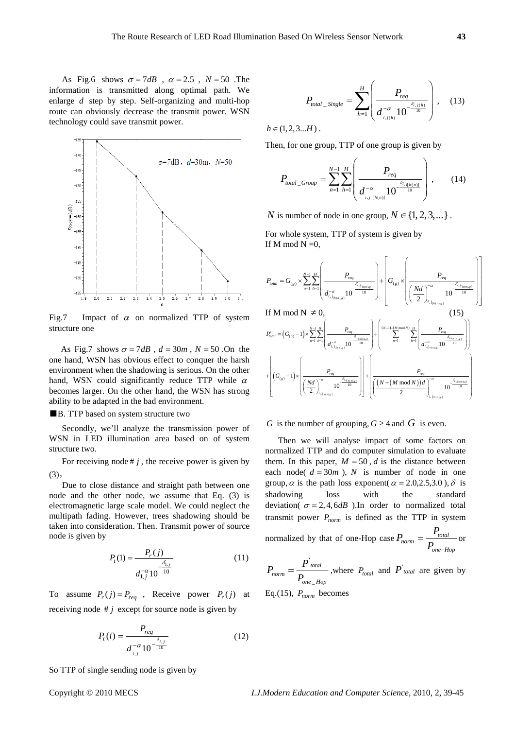As Fig.6 shows $\sigma = 7dB$ , $\alpha = 2.5$ , $N = 50$ .The information is transmitted along optimal path. We enlarge $d$ step by step. Self-organizing and multi-hop route can obviously decrease the transmit power. WSN technology could save transmit power.

Fig.7 Impact of $\alpha$ on normalized TTP of system structure one

As Fig.7 shows $\sigma = 7dB$ , $d = 30m$ , $N = 50$ .On the one hand, WSN has obvious effect to conquer the harsh environment when the shadowing is serious. On the other hand, WSN could significantly reduce TTP while $\alpha$ becomes larger. On the other hand, the WSN has strong ability to be adapted in the bad environment.

■B. TTP based on system structure two

Secondly, we'll analyze the transmission power of WSN in LED illumination area based on of system structure two.

For receiving node $\# j$ , the receive power is given by (3),

Due to close distance and straight path between one node and the other node, we assume that Eq. (3) is electromagnetic large scale model. We could neglect the multipath fading. However, trees shadowing should be taken into consideration. Then. Transmit power of source node is given by

$$P_t(1) = \frac{P_r(j)}{d_{1,j}^{-\alpha} 10^{-\frac{\delta_{1,j}}{10}}} \tag{11}$$

To assume $P_r(j) = P_{req}$ , Receive power $P_r(j)$ at receiving node $\# j$ except for source node is given by

$$P_t(i) = \frac{P_{req}}{d_{i,j}^{-\alpha} 10^{-\frac{\delta_{i,j}}{10}}} \tag{12}$$

So TTP of single sending node is given by

$$P_{total\_Single} = \sum_{h=1}^{H} \left( \frac{P_{req}}{d_{i,j(h)}^{-\alpha} 10^{-\frac{\delta_{i,j(h)}}{10}}} \right), \tag{13}$$

$h \in (1, 2, 3...H)$ .

Then, for one group, TTP of one group is given by

$$P_{total\_Group} = \sum_{n=1}^{N-1} \sum_{h=1}^{H} \left( \frac{P_{req}}{d_{i,j[h(n)]}^{-\alpha} 10^{-\frac{\delta_{i,j[h(n)]}}{10}}} \right), \tag{14}$$

$N$ is number of node in one group, $N \in \{1, 2, 3, \ldots\}$ .

For whole system, TTP of system is given by

If M mod N =0,

$$P_{total} = G_{(g)} \times \sum_{n=1}^{N-1} \sum_{h=1}^{H} \left( \frac{P_{req}}{d_{i,j[h(n),g]}^{-\alpha} 10^{-\frac{\delta_{i,j[h(n),g]}}{10}}} \right) + \left[ G_{(g)} \times \left( \frac{P_{req}}{\left(\frac{Nd}{2}\right)_{i,j[h(n),g]}^{-\alpha} 10^{-\frac{\delta_{i,j[h(n),g]}}{10}}} \right) \right]$$

If M mod N $\neq 0$, (15)

$$P'_{total} = \left(G_{(g)} - 1\right) \times \sum_{n=1}^{N-1} \sum_{h=1}^{H} \left( \frac{P_{req}}{d_{i,j[h(n),g]}^{-\alpha} 10^{-\frac{\delta_{i,j[h(n),g]}}{10}}} \right) + \left( \sum_{n=1}^{(N-1)+(M \bmod N)} \sum_{h=1}^{H} \left( \frac{P_{req}}{d_{i,j[h(n),g]}^{-\alpha} 10^{-\frac{\delta_{i,j[h(n),g]}}{10}}} \right) \right)$$

$$+ \left[ \left(G_{(g)} - 1\right) \times \left( \frac{P_{req}}{\left(\frac{Nd}{2}\right)_{i,j[h(n),g]}^{-\alpha} 10^{-\frac{\delta_{i,j[h(n),g]}}{10}}} \right) \right] + \left( \frac{P_{req}}{\left(\frac{\left(N + (M \bmod N)\right)d}{2}\right)_{i,j[h(n),g]}^{-\alpha} 10^{-\frac{\delta_{i,j[h(n),g]}}{10}}} \right)$$

$G$ is the number of grouping, $G \geq 4$ and $G$ is even.

Then we will analyse impact of some factors on normalized TTP and do computer simulation to evaluate them. In this paper, $M = 50$ , $d$ is the distance between each node( $d = 30m$ ), $N$ is number of node in one group, $\alpha$ is the path loss exponent( $\alpha = 2.0, 2.5, 3.0$ ), $\delta$ is shadowing loss with the standard deviation( $\sigma = 2, 4, 6dB$ ).In order to normalized total transmit power $P_{norm}$ is defined as the TTP in system normalized by that of one-Hop case $P_{norm} = \frac{P_{total}}{P_{one-Hop}}$ or $P_{norm} = \frac{P'_{total}}{P_{one\_Hop}}$ ,where $P_{total}$ and $P'_{total}$ are given by Eq.(15), $P_{norm}$ becomes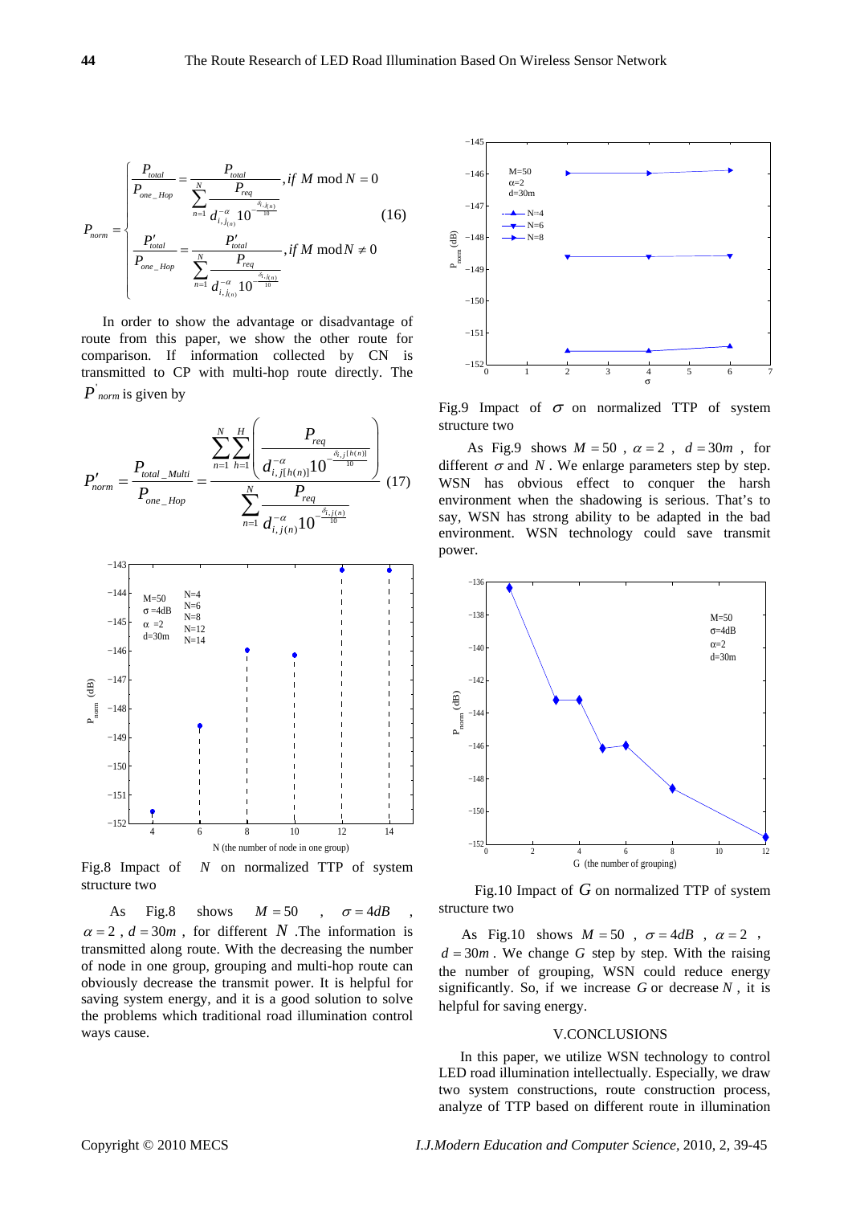$$P_{norm} = \begin{cases} \dfrac{P_{total}}{P_{one\_Hop}} = \dfrac{P_{total}}{\sum_{n=1}^{N} \dfrac{P_{req}}{d_{i,j_{(n)}}^{-\alpha} 10^{-\frac{\delta_{i,j(n)}}{10}}}}, if\ M \bmod N = 0 \\ \dfrac{P'_{total}}{P_{one\_Hop}} = \dfrac{P'_{total}}{\sum_{n=1}^{N} \dfrac{P_{req}}{d_{i,j_{(n)}}^{-\alpha} 10^{-\frac{\delta_{i,j(n)}}{10}}}}, if\ M \bmod N \neq 0 \end{cases} \quad (16)$$

In order to show the advantage or disadvantage of route from this paper, we show the other route for comparison. If information collected by CN is transmitted to CP with multi-hop route directly. The $P'_{norm}$ is given by

$$P'_{norm} = \frac{P_{total\_Multi}}{P_{one\_Hop}} = \frac{\sum_{n=1}^{N}\sum_{h=1}^{H}\left(\dfrac{P_{req}}{d_{i,j[h(n)]}^{-\alpha}10^{-\frac{\delta_{i,j[h(n)]}}{10}}}\right)}{\sum_{n=1}^{N}\dfrac{P_{req}}{d_{i,j(n)}^{-\alpha}10^{-\frac{\delta_{i,j(n)}}{10}}}} \quad (17)$$

Fig.8 Impact of $N$ on normalized TTP of system structure two

As Fig.8 shows $M = 50$, $\sigma = 4dB$, $\alpha = 2$, $d = 30m$, for different $N$. The information is transmitted along route. With the decreasing the number of node in one group, grouping and multi-hop route can obviously decrease the transmit power. It is helpful for saving system energy, and it is a good solution to solve the problems which traditional road illumination control ways cause.

Fig.9 Impact of $\sigma$ on normalized TTP of system structure two

As Fig.9 shows $M = 50$, $\alpha = 2$, $d = 30m$, for different $\sigma$ and $N$. We enlarge parameters step by step. WSN has obvious effect to conquer the harsh environment when the shadowing is serious. That's to say, WSN has strong ability to be adapted in the bad environment. WSN technology could save transmit power.

Fig.10 Impact of $G$ on normalized TTP of system structure two

As Fig.10 shows $M = 50$, $\sigma = 4dB$, $\alpha = 2$, $d = 30m$. We change $G$ step by step. With the raising the number of grouping, WSN could reduce energy significantly. So, if we increase $G$ or decrease $N$, it is helpful for saving energy.

## V.CONCLUSIONS

In this paper, we utilize WSN technology to control LED road illumination intellectually. Especially, we draw two system constructions, route construction process, analyze of TTP based on different route in illumination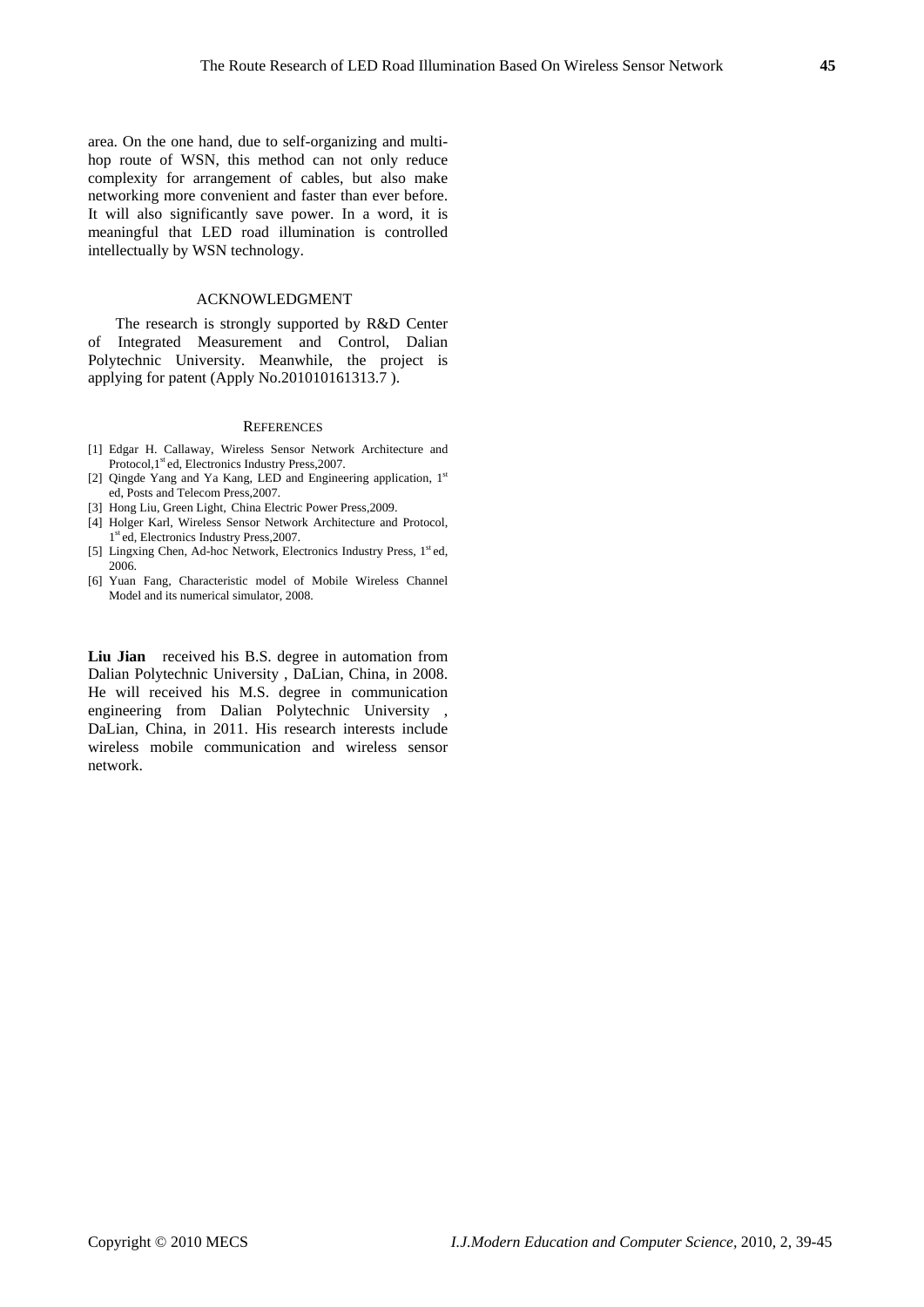area. On the one hand, due to self-organizing and multi-hop route of WSN, this method can not only reduce complexity for arrangement of cables, but also make networking more convenient and faster than ever before. It will also significantly save power. In a word, it is meaningful that LED road illumination is controlled intellectually by WSN technology.

## ACKNOWLEDGMENT

The research is strongly supported by R&D Center of Integrated Measurement and Control, Dalian Polytechnic University. Meanwhile, the project is applying for patent (Apply No.201010161313.7 ).

## REFERENCES

[1] Edgar H. Callaway, Wireless Sensor Network Architecture and Protocol,1st ed, Electronics Industry Press,2007.

[2] Qingde Yang and Ya Kang, LED and Engineering application, 1st ed, Posts and Telecom Press,2007.

[3] Hong Liu, Green Light, China Electric Power Press,2009.

[4] Holger Karl, Wireless Sensor Network Architecture and Protocol, 1st ed, Electronics Industry Press,2007.

[5] Lingxing Chen, Ad-hoc Network, Electronics Industry Press, 1st ed, 2006.

[6] Yuan Fang, Characteristic model of Mobile Wireless Channel Model and its numerical simulator, 2008.

**Liu Jian** received his B.S. degree in automation from Dalian Polytechnic University , DaLian, China, in 2008. He will received his M.S. degree in communication engineering from Dalian Polytechnic University , DaLian, China, in 2011. His research interests include wireless mobile communication and wireless sensor network.